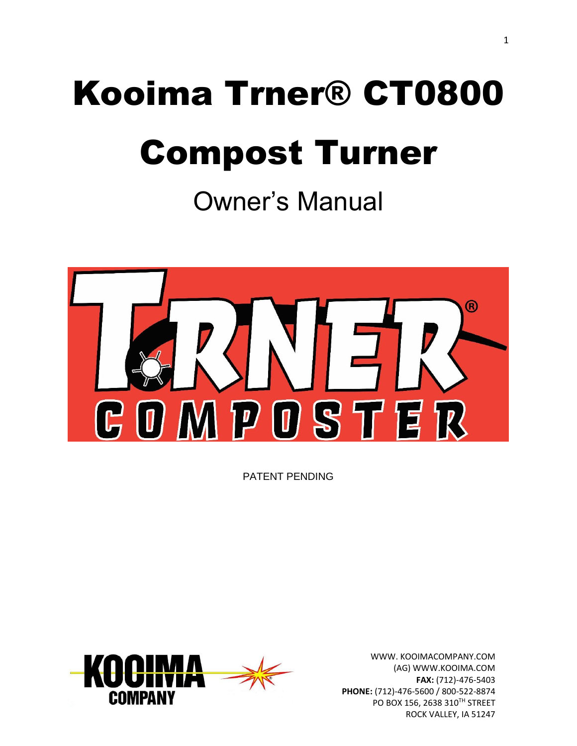# Kooima Trner® CT0800 Compost Turner

## Owner's Manual

PATENT PENDING

WWW. KOOIMACOMPANY.COM
(AG) WWW.KOOIMA.COM
**FAX:** (712)-476-5403
**PHONE:** (712)-476-5600 / 800-522-8874
PO BOX 156, 2638 310TH STREET
ROCK VALLEY, IA 51247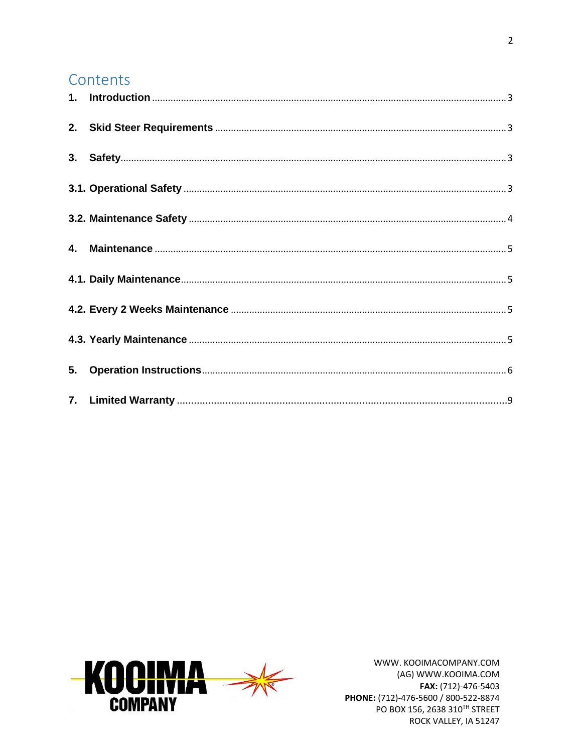# Contents

| | |
|---|---|
| **1. Introduction** | 3 |
| **2. Skid Steer Requirements** | 3 |
| **3. Safety** | 3 |
| **3.1. Operational Safety** | 3 |
| **3.2. Maintenance Safety** | 4 |
| **4. Maintenance** | 5 |
| **4.1. Daily Maintenance** | 5 |
| **4.2. Every 2 Weeks Maintenance** | 5 |
| **4.3. Yearly Maintenance** | 5 |
| **5. Operation Instructions** | 6 |
| **7. Limited Warranty** | 9 |

KOOIMA COMPANY

WWW. KOOIMACOMPANY.COM
(AG) WWW.KOOIMA.COM
**FAX:** (712)-476-5403
**PHONE:** (712)-476-5600 / 800-522-8874
PO BOX 156, 2638 310TH STREET
ROCK VALLEY, IA 51247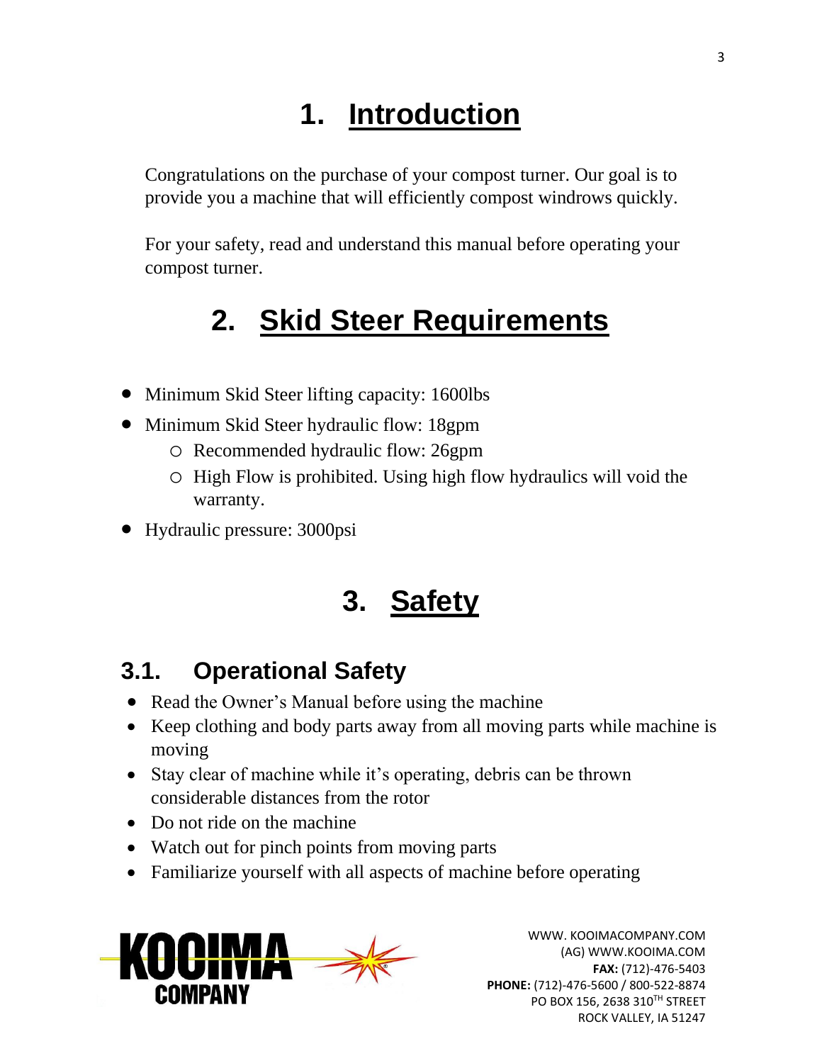# 1. Introduction

Congratulations on the purchase of your compost turner. Our goal is to provide you a machine that will efficiently compost windrows quickly.

For your safety, read and understand this manual before operating your compost turner.

# 2. Skid Steer Requirements

- Minimum Skid Steer lifting capacity: 1600lbs
- Minimum Skid Steer hydraulic flow: 18gpm
  - Recommended hydraulic flow: 26gpm
  - High Flow is prohibited. Using high flow hydraulics will void the warranty.
- Hydraulic pressure: 3000psi

# 3. Safety

## 3.1. Operational Safety

- Read the Owner's Manual before using the machine
- Keep clothing and body parts away from all moving parts while machine is moving
- Stay clear of machine while it's operating, debris can be thrown considerable distances from the rotor
- Do not ride on the machine
- Watch out for pinch points from moving parts
- Familiarize yourself with all aspects of machine before operating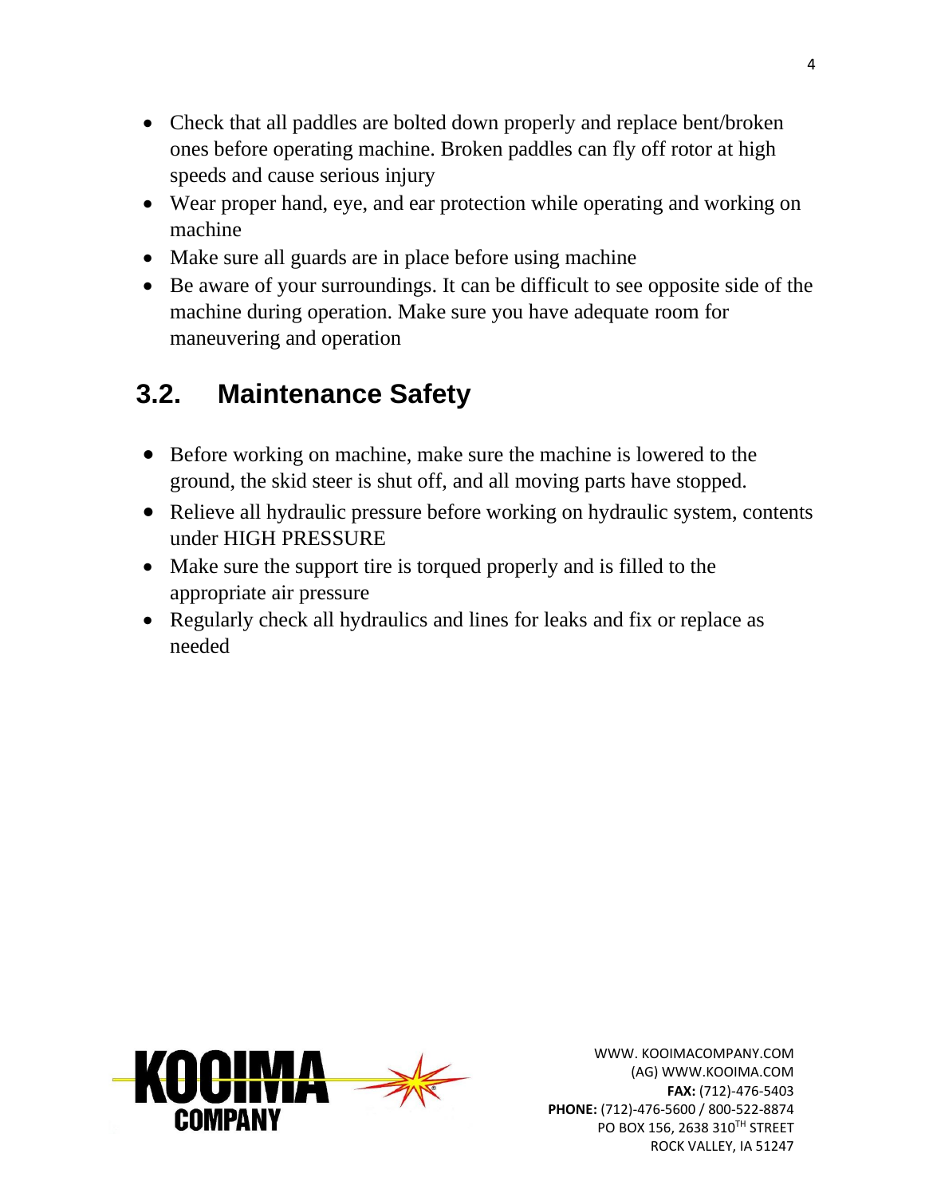- Check that all paddles are bolted down properly and replace bent/broken ones before operating machine. Broken paddles can fly off rotor at high speeds and cause serious injury
- Wear proper hand, eye, and ear protection while operating and working on machine
- Make sure all guards are in place before using machine
- Be aware of your surroundings. It can be difficult to see opposite side of the machine during operation. Make sure you have adequate room for maneuvering and operation

## 3.2. Maintenance Safety

- Before working on machine, make sure the machine is lowered to the ground, the skid steer is shut off, and all moving parts have stopped.
- Relieve all hydraulic pressure before working on hydraulic system, contents under HIGH PRESSURE
- Make sure the support tire is torqued properly and is filled to the appropriate air pressure
- Regularly check all hydraulics and lines for leaks and fix or replace as needed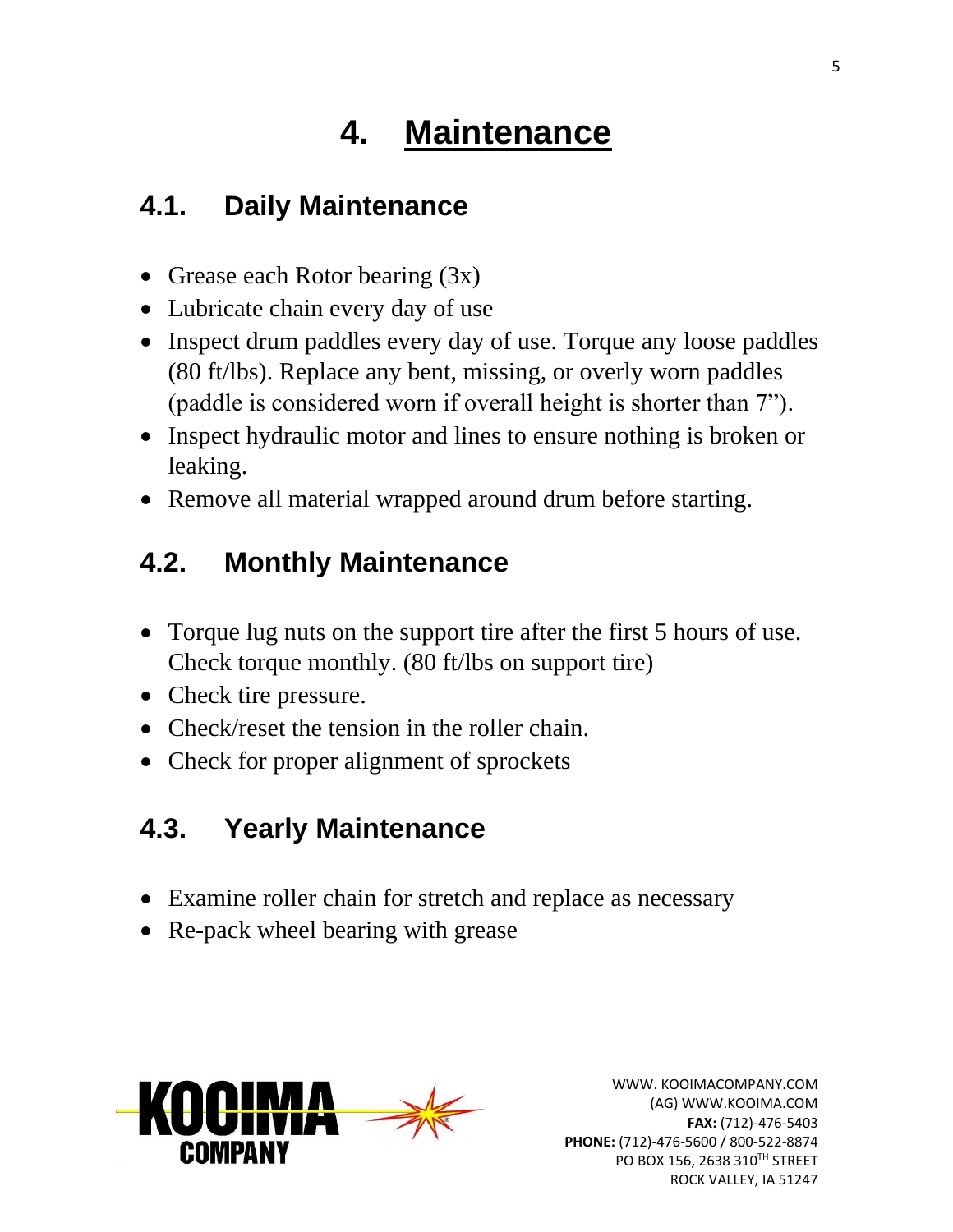# 4. Maintenance

## 4.1. Daily Maintenance

- Grease each Rotor bearing (3x)
- Lubricate chain every day of use
- Inspect drum paddles every day of use. Torque any loose paddles (80 ft/lbs). Replace any bent, missing, or overly worn paddles (paddle is considered worn if overall height is shorter than 7”).
- Inspect hydraulic motor and lines to ensure nothing is broken or leaking.
- Remove all material wrapped around drum before starting.

## 4.2. Monthly Maintenance

- Torque lug nuts on the support tire after the first 5 hours of use. Check torque monthly. (80 ft/lbs on support tire)
- Check tire pressure.
- Check/reset the tension in the roller chain.
- Check for proper alignment of sprockets

## 4.3. Yearly Maintenance

- Examine roller chain for stretch and replace as necessary
- Re-pack wheel bearing with grease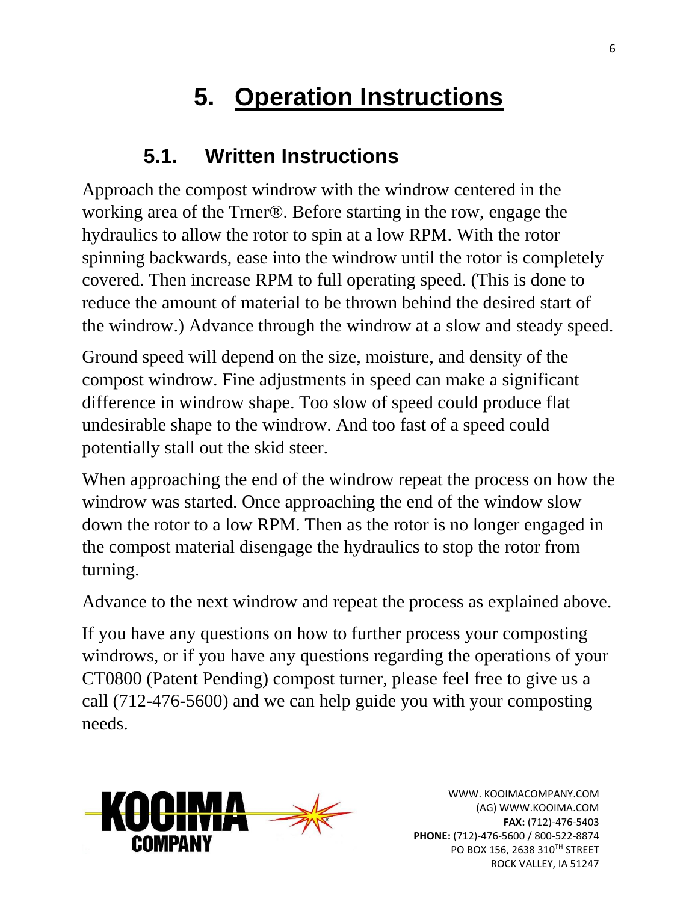# 5. Operation Instructions

## 5.1. Written Instructions

Approach the compost windrow with the windrow centered in the working area of the Trner®. Before starting in the row, engage the hydraulics to allow the rotor to spin at a low RPM. With the rotor spinning backwards, ease into the windrow until the rotor is completely covered. Then increase RPM to full operating speed. (This is done to reduce the amount of material to be thrown behind the desired start of the windrow.) Advance through the windrow at a slow and steady speed.

Ground speed will depend on the size, moisture, and density of the compost windrow. Fine adjustments in speed can make a significant difference in windrow shape. Too slow of speed could produce flat undesirable shape to the windrow. And too fast of a speed could potentially stall out the skid steer.

When approaching the end of the windrow repeat the process on how the windrow was started. Once approaching the end of the window slow down the rotor to a low RPM. Then as the rotor is no longer engaged in the compost material disengage the hydraulics to stop the rotor from turning.

Advance to the next windrow and repeat the process as explained above.

If you have any questions on how to further process your composting windrows, or if you have any questions regarding the operations of your CT0800 (Patent Pending) compost turner, please feel free to give us a call (712-476-5600) and we can help guide you with your composting needs.

KOOIMA COMPANY

WWW. KOOIMACOMPANY.COM
(AG) WWW.KOOIMA.COM
**FAX:** (712)-476-5403
**PHONE:** (712)-476-5600 / 800-522-8874
PO BOX 156, 2638 310TH STREET
ROCK VALLEY, IA 51247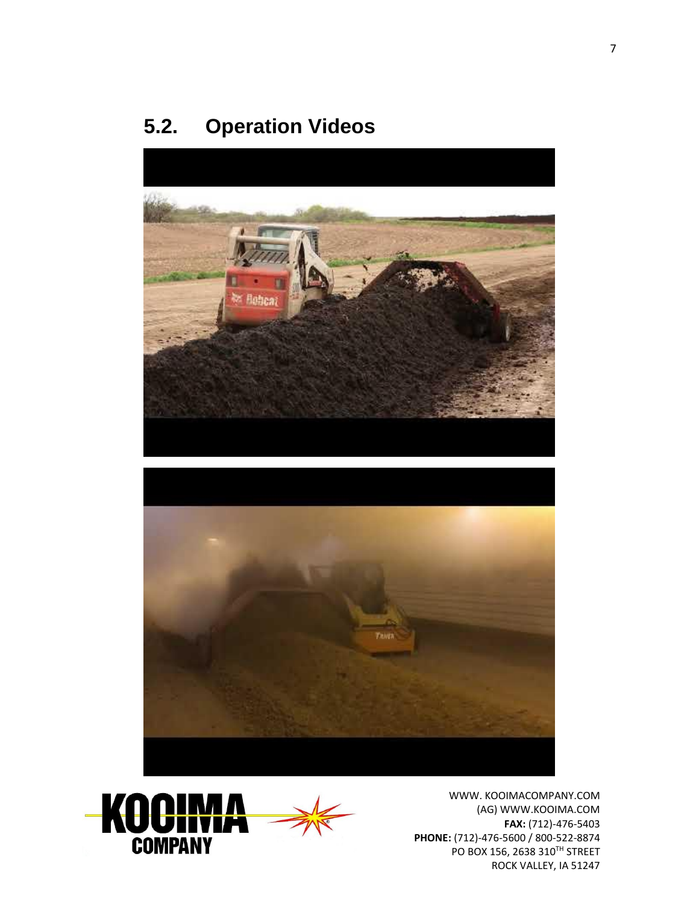## 5.2. Operation Videos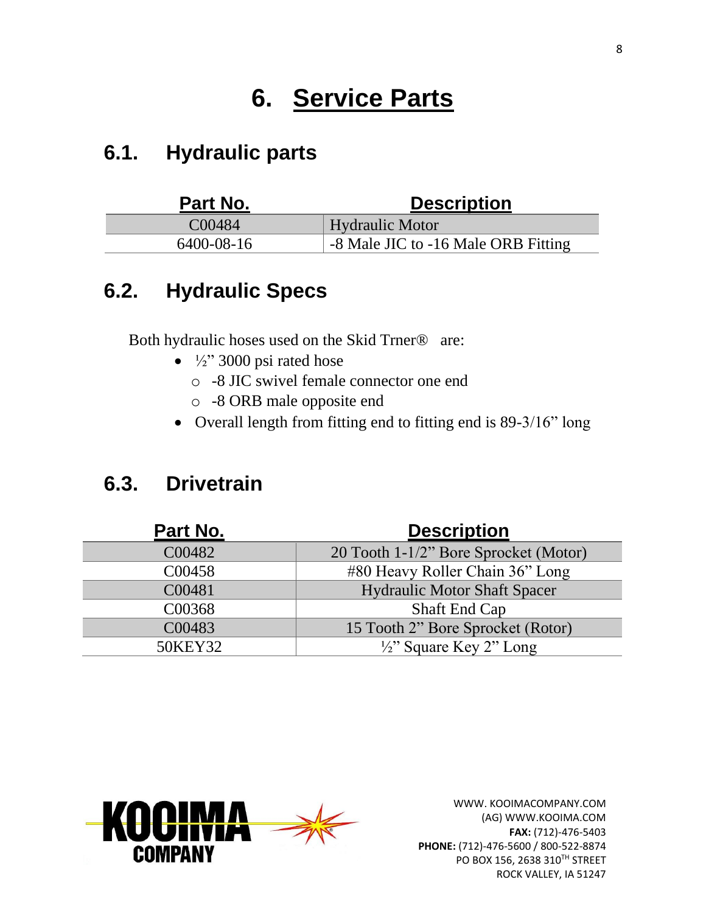# 6. Service Parts

## 6.1. Hydraulic parts

| Part No. | Description |
| --- | --- |
| C00484 | Hydraulic Motor |
| 6400-08-16 | -8 Male JIC to -16 Male ORB Fitting |

## 6.2. Hydraulic Specs

Both hydraulic hoses used on the Skid Trner® are:

- ½" 3000 psi rated hose
  - -8 JIC swivel female connector one end
  - -8 ORB male opposite end
- Overall length from fitting end to fitting end is 89-3/16" long

## 6.3. Drivetrain

| Part No. | Description |
| --- | --- |
| C00482 | 20 Tooth 1-1/2" Bore Sprocket (Motor) |
| C00458 | #80 Heavy Roller Chain 36" Long |
| C00481 | Hydraulic Motor Shaft Spacer |
| C00368 | Shaft End Cap |
| C00483 | 15 Tooth 2" Bore Sprocket (Rotor) |
| 50KEY32 | ½" Square Key 2" Long |

KOOIMA COMPANY

WWW. KOOIMACOMPANY.COM
(AG) WWW.KOOIMA.COM
**FAX:** (712)-476-5403
**PHONE:** (712)-476-5600 / 800-522-8874
PO BOX 156, 2638 310TH STREET
ROCK VALLEY, IA 51247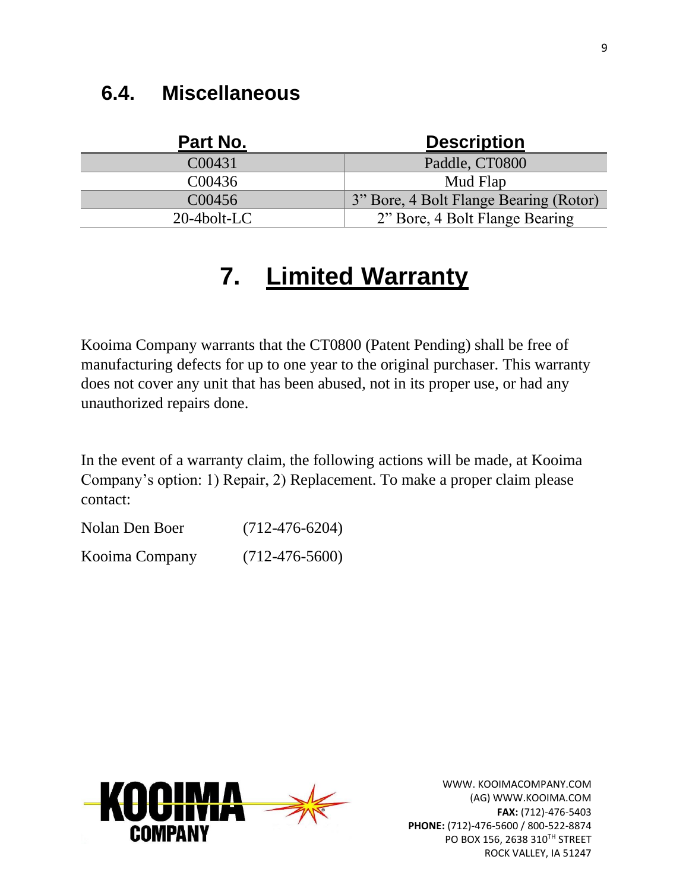## 6.4. Miscellaneous

| Part No. | Description |
| --- | --- |
| C00431 | Paddle, CT0800 |
| C00436 | Mud Flap |
| C00456 | 3" Bore, 4 Bolt Flange Bearing (Rotor) |
| 20-4bolt-LC | 2" Bore, 4 Bolt Flange Bearing |

# 7. Limited Warranty

Kooima Company warrants that the CT0800 (Patent Pending) shall be free of manufacturing defects for up to one year to the original purchaser. This warranty does not cover any unit that has been abused, not in its proper use, or had any unauthorized repairs done.

In the event of a warranty claim, the following actions will be made, at Kooima Company's option: 1) Repair, 2) Replacement. To make a proper claim please contact:

Nolan Den Boer (712-476-6204)

Kooima Company (712-476-5600)

KOOIMA COMPANY

WWW. KOOIMACOMPANY.COM
(AG) WWW.KOOIMA.COM
**FAX:** (712)-476-5403
**PHONE:** (712)-476-5600 / 800-522-8874
PO BOX 156, 2638 310TH STREET
ROCK VALLEY, IA 51247